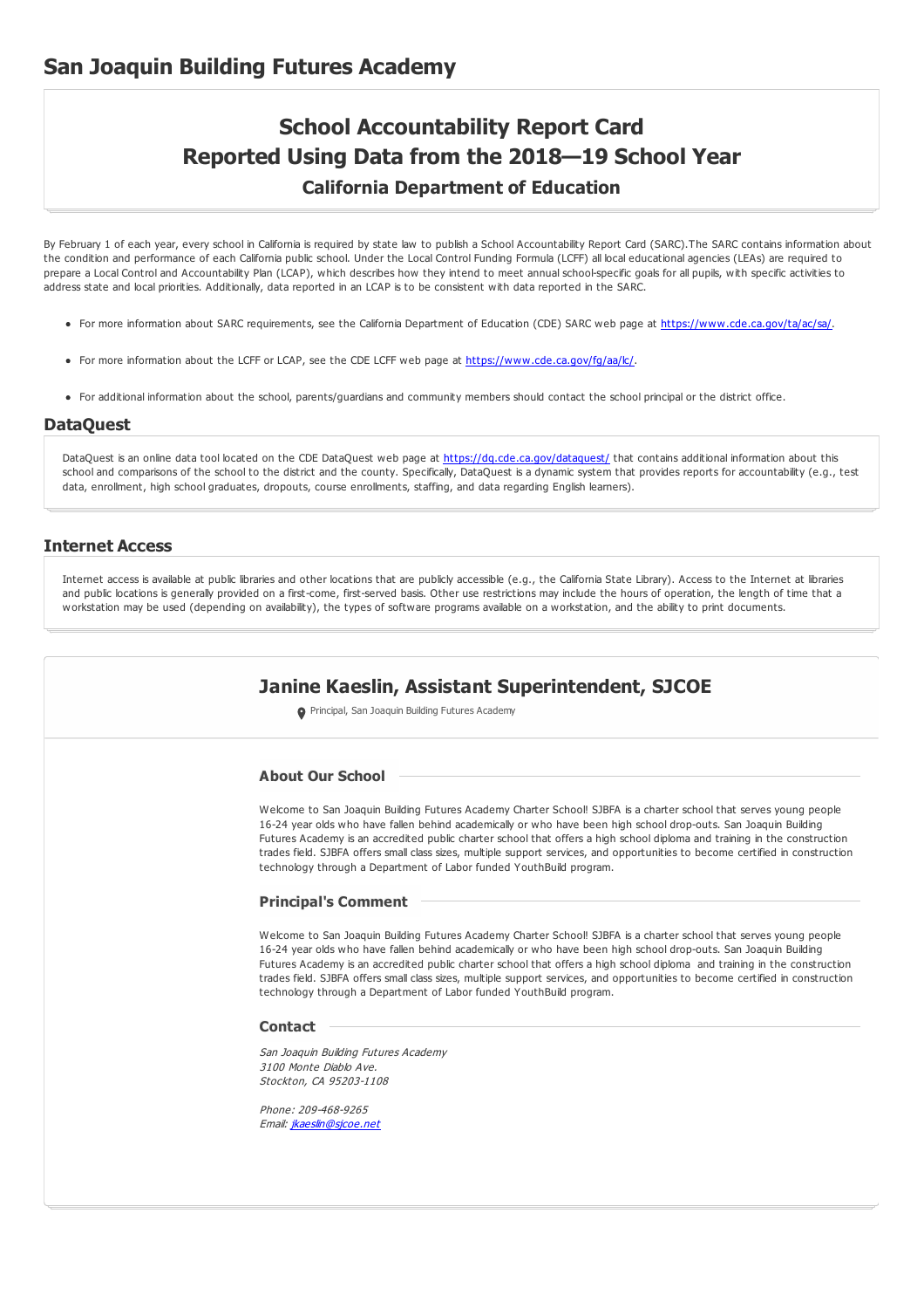# San Joaquin Building Futures Academy

## School Accountability Report Card
## Reported Using Data from the 2018—19 School Year
### California Department of Education

By February 1 of each year, every school in California is required by state law to publish a School Accountability Report Card (SARC).The SARC contains information about the condition and performance of each California public school. Under the Local Control Funding Formula (LCFF) all local educational agencies (LEAs) are required to prepare a Local Control and Accountability Plan (LCAP), which describes how they intend to meet annual school-specific goals for all pupils, with specific activities to address state and local priorities. Additionally, data reported in an LCAP is to be consistent with data reported in the SARC.

- For more information about SARC requirements, see the California Department of Education (CDE) SARC web page at https://www.cde.ca.gov/ta/ac/sa/.
- For more information about the LCFF or LCAP, see the CDE LCFF web page at https://www.cde.ca.gov/fg/aa/lc/.
- For additional information about the school, parents/guardians and community members should contact the school principal or the district office.

## DataQuest

DataQuest is an online data tool located on the CDE DataQuest web page at https://dq.cde.ca.gov/dataquest/ that contains additional information about this school and comparisons of the school to the district and the county. Specifically, DataQuest is a dynamic system that provides reports for accountability (e.g., test data, enrollment, high school graduates, dropouts, course enrollments, staffing, and data regarding English learners).

## Internet Access

Internet access is available at public libraries and other locations that are publicly accessible (e.g., the California State Library). Access to the Internet at libraries and public locations is generally provided on a first-come, first-served basis. Other use restrictions may include the hours of operation, the length of time that a workstation may be used (depending on availability), the types of software programs available on a workstation, and the ability to print documents.

## Janine Kaeslin, Assistant Superintendent, SJCOE

Principal, San Joaquin Building Futures Academy

### About Our School

Welcome to San Joaquin Building Futures Academy Charter School! SJBFA is a charter school that serves young people 16-24 year olds who have fallen behind academically or who have been high school drop-outs. San Joaquin Building Futures Academy is an accredited public charter school that offers a high school diploma and training in the construction trades field. SJBFA offers small class sizes, multiple support services, and opportunities to become certified in construction technology through a Department of Labor funded YouthBuild program.

### Principal's Comment

Welcome to San Joaquin Building Futures Academy Charter School! SJBFA is a charter school that serves young people 16-24 year olds who have fallen behind academically or who have been high school drop-outs. San Joaquin Building Futures Academy is an accredited public charter school that offers a high school diploma and training in the construction trades field. SJBFA offers small class sizes, multiple support services, and opportunities to become certified in construction technology through a Department of Labor funded YouthBuild program.

### Contact

*San Joaquin Building Futures Academy*
*3100 Monte Diablo Ave.*
*Stockton, CA 95203-1108*

*Phone: 209-468-9265*
*Email: jkaeslin@sjcoe.net*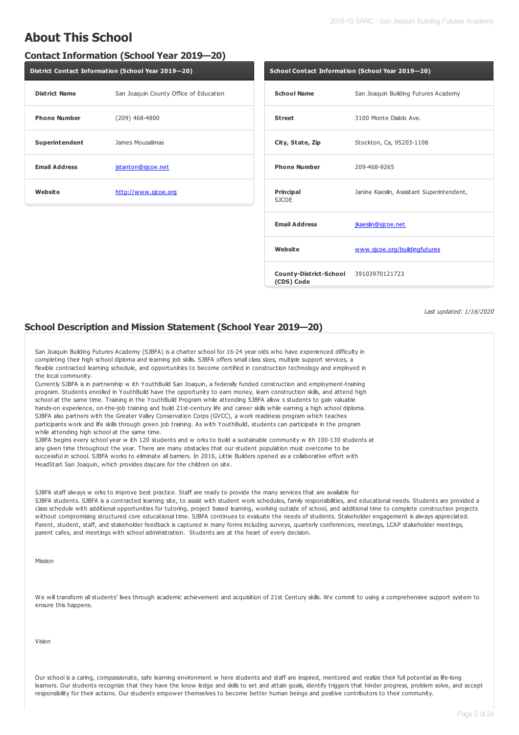# About This School

## Contact Information (School Year 2019—20)

| District Contact Information (School Year 2019—20) | |
|---|---|
| **District Name** | San Joaquin County Office of Education |
| **Phone Number** | (209) 468-4800 |
| **Superintendent** | James Mousalimas |
| **Email Address** | jstanton@sjcoe.net |
| **Website** | http://www.sjcoe.org |

| School Contact Information (School Year 2019—20) | |
|---|---|
| **School Name** | San Joaquin Building Futures Academy |
| **Street** | 3100 Monte Diablo Ave. |
| **City, State, Zip** | Stockton, Ca, 95203-1108 |
| **Phone Number** | 209-468-9265 |
| **Principal** SJCOE | Janine Kaeslin, Assistant Superintendent, |
| **Email Address** | jkaeslin@sjcoe.net |
| **Website** | www.sjcoe.org/buildingfutures |
| **County-District-School (CDS) Code** | 39103970121723 |

*Last updated: 1/16/2020*

## School Description and Mission Statement (School Year 2019—20)

San Joaquin Building Futures Academy (SJBFA) is a charter school for 16-24 year olds who have experienced difficulty in completing their high school diploma and learning job skills. SJBFA offers small class sizes, multiple support services, a flexible contracted learning schedule, and opportunities to become certified in construction technology and employed in the local community.
Currently SJBFA is in partnership w ith YouthBuild San Joaquin, a federally funded construction and employment-training program. Students enrolled in YouthBuild have the opportunity to earn money, learn construction skills, and attend high school at the same time. Training in the YouthBuild Program while attending SJBFA allow s students to gain valuable hands-on experience, on-the-job training and build 21st-century life and career skills while earning a high school diploma. SJBFA also partners with the Greater Valley Conservation Corps (GVCC), a work readiness program which teaches participants work and life skills through green job training. As with YouthBuild, students can participate in the program while attending high school at the same time.
SJBFA begins every school year w ith 120 students and w orks to build a sustainable community w ith 100-130 students at any given time throughout the year. There are many obstacles that our student population must overcome to be successful in school. SJBFA works to eliminate all barriers. In 2016, Little Builders opened as a collaborative effort with HeadStart San Joaquin, which provides daycare for the children on site.

SJBFA staff always w orks to improve best practice. Staff are ready to provide the many services that are available for SJBFA students. SJBFA is a contracted learning site, to assist with student work schedules, family responsibilities, and educational needs. Students are provided a class schedule with additional opportunities for tutoring, project based learning, working outside of school, and additional time to complete construction projects without compromising structured core educational time. SJBFA continues to evaluate the needs of students. Stakeholder engagement is always appreciated. Parent, student, staff, and stakeholder feedback is captured in many forms including surveys, quarterly conferences, meetings, LCAP stakeholder meetings, parent cafes, and meetings with school administration. Students are at the heart of every decision.

Mission

We will transform all students' lives through academic achievement and acquisition of 21st Century skills. We commit to using a comprehensive support system to ensure this happens.

Vision

Our school is a caring, compassionate, safe learning environment w here students and staff are inspired, mentored and realize their full potential as life-long learners. Our students recognize that they have the know ledge and skills to set and attain goals, identify triggers that hinder progress, problem solve, and accept responsibility for their actions. Our students empower themselves to become better human beings and positive contributors to their community.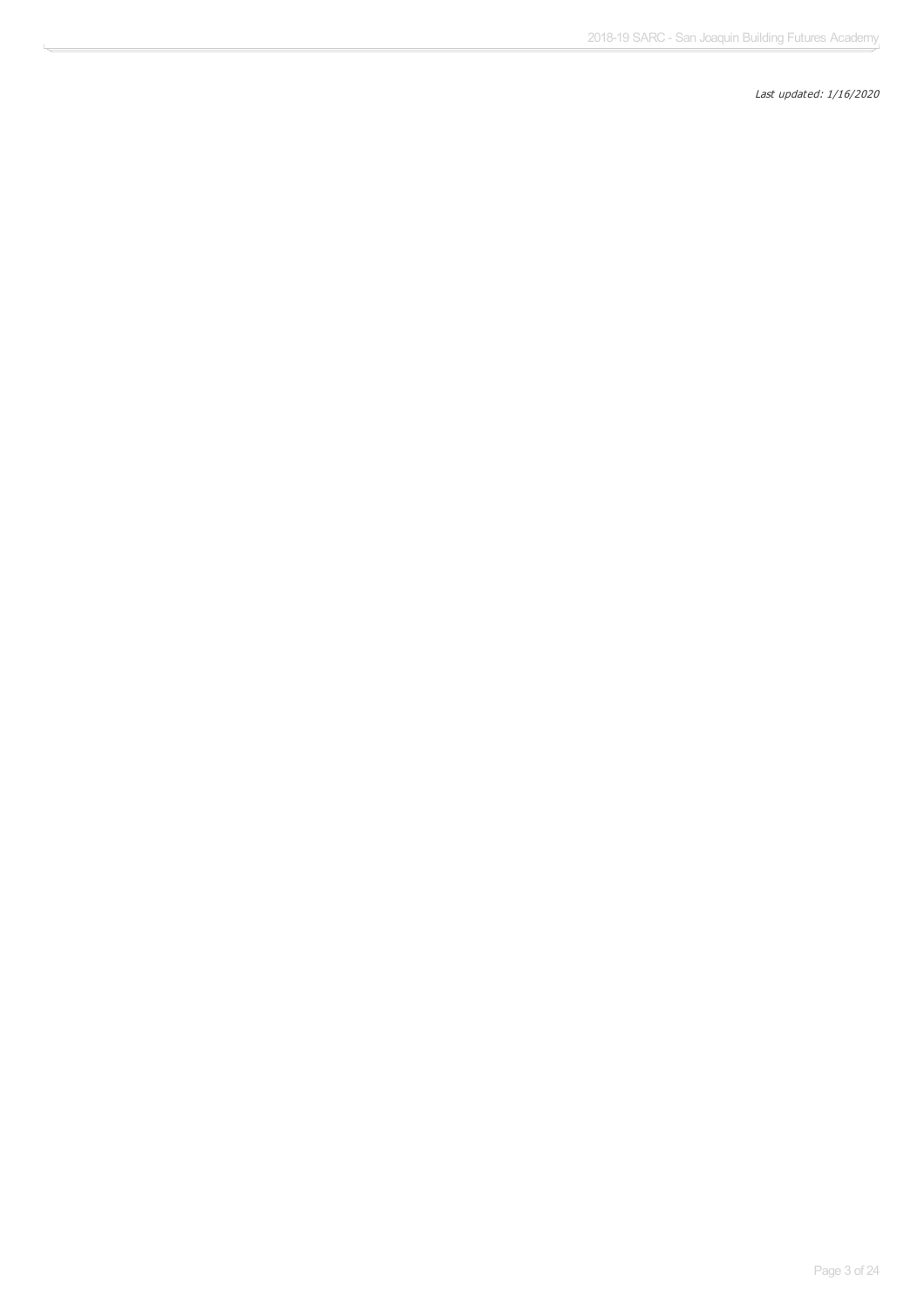*Last updated: 1/16/2020*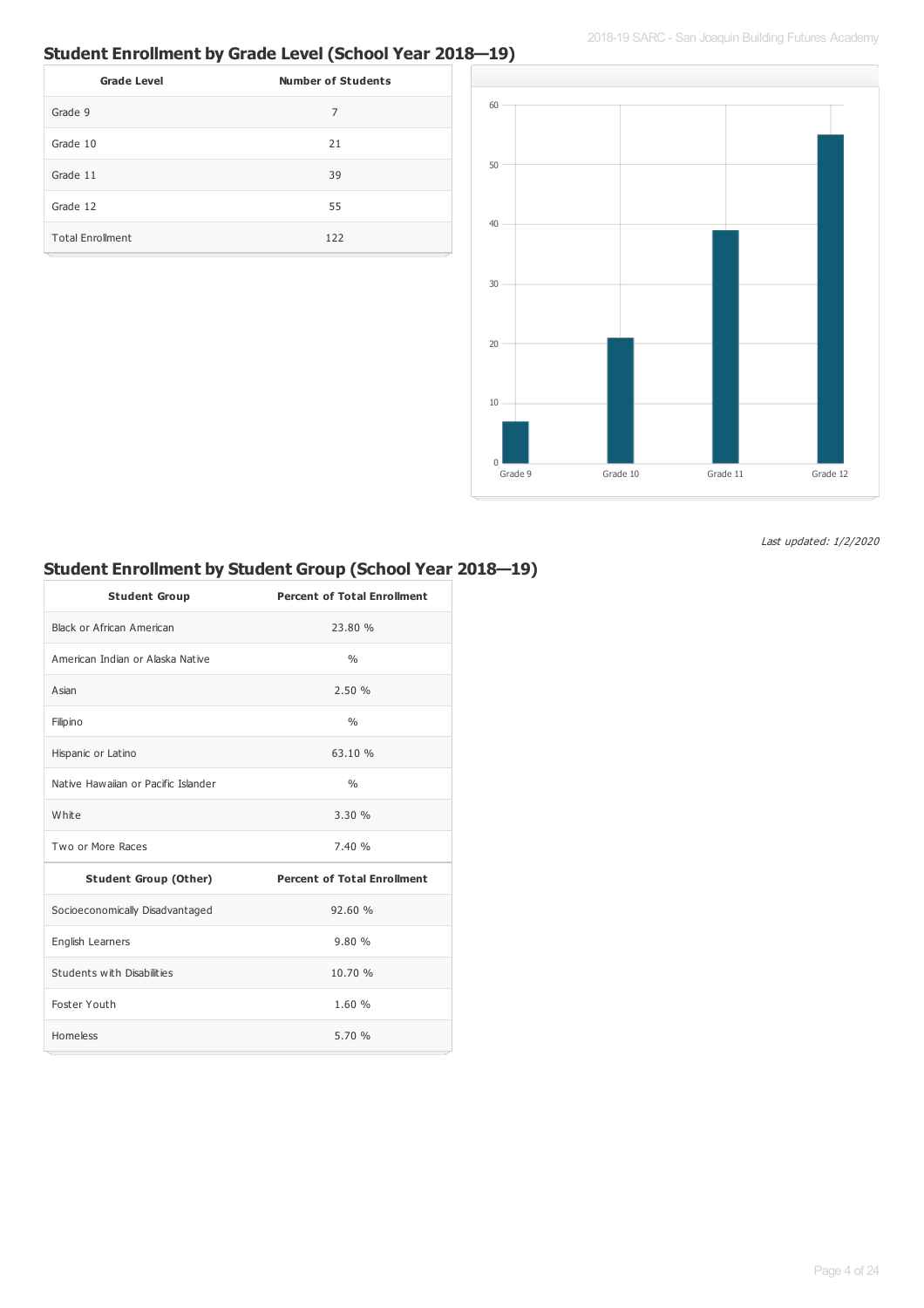## Student Enrollment by Grade Level (School Year 2018—19)

| Grade Level | Number of Students |
|---|---|
| Grade 9 | 7 |
| Grade 10 | 21 |
| Grade 11 | 39 |
| Grade 12 | 55 |
| Total Enrollment | 122 |

*Last updated: 1/2/2020*

## Student Enrollment by Student Group (School Year 2018—19)

| Student Group | Percent of Total Enrollment |
|---|---|
| Black or African American | 23.80 % |
| American Indian or Alaska Native | % |
| Asian | 2.50 % |
| Filipino | % |
| Hispanic or Latino | 63.10 % |
| Native Hawaiian or Pacific Islander | % |
| White | 3.30 % |
| Two or More Races | 7.40 % |
| **Student Group (Other)** | **Percent of Total Enrollment** |
| Socioeconomically Disadvantaged | 92.60 % |
| English Learners | 9.80 % |
| Students with Disabilities | 10.70 % |
| Foster Youth | 1.60 % |
| Homeless | 5.70 % |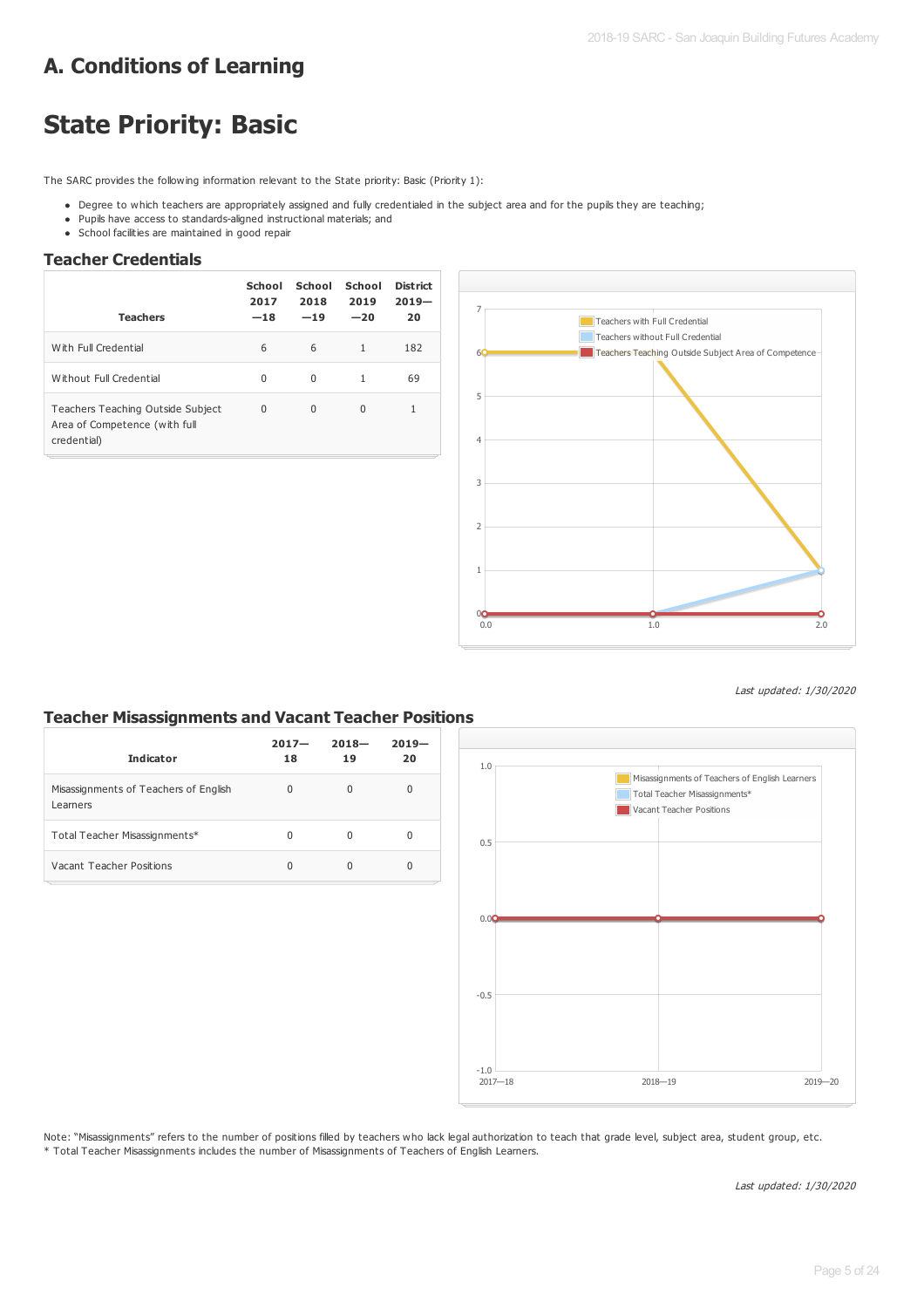# A. Conditions of Learning

# State Priority: Basic

The SARC provides the following information relevant to the State priority: Basic (Priority 1):

- Degree to which teachers are appropriately assigned and fully credentialed in the subject area and for the pupils they are teaching;
- Pupils have access to standards-aligned instructional materials; and
- School facilities are maintained in good repair

### Teacher Credentials

| Teachers | School 2017—18 | School 2018—19 | School 2019—20 | District 2019—20 |
|---|---|---|---|---|
| With Full Credential | 6 | 6 | 1 | 182 |
| Without Full Credential | 0 | 0 | 1 | 69 |
| Teachers Teaching Outside Subject Area of Competence (with full credential) | 0 | 0 | 0 | 1 |

*Last updated: 1/30/2020*

### Teacher Misassignments and Vacant Teacher Positions

| Indicator | 2017—18 | 2018—19 | 2019—20 |
|---|---|---|---|
| Misassignments of Teachers of English Learners | 0 | 0 | 0 |
| Total Teacher Misassignments* | 0 | 0 | 0 |
| Vacant Teacher Positions | 0 | 0 | 0 |

Note: "Misassignments" refers to the number of positions filled by teachers who lack legal authorization to teach that grade level, subject area, student group, etc.
* Total Teacher Misassignments includes the number of Misassignments of Teachers of English Learners.

*Last updated: 1/30/2020*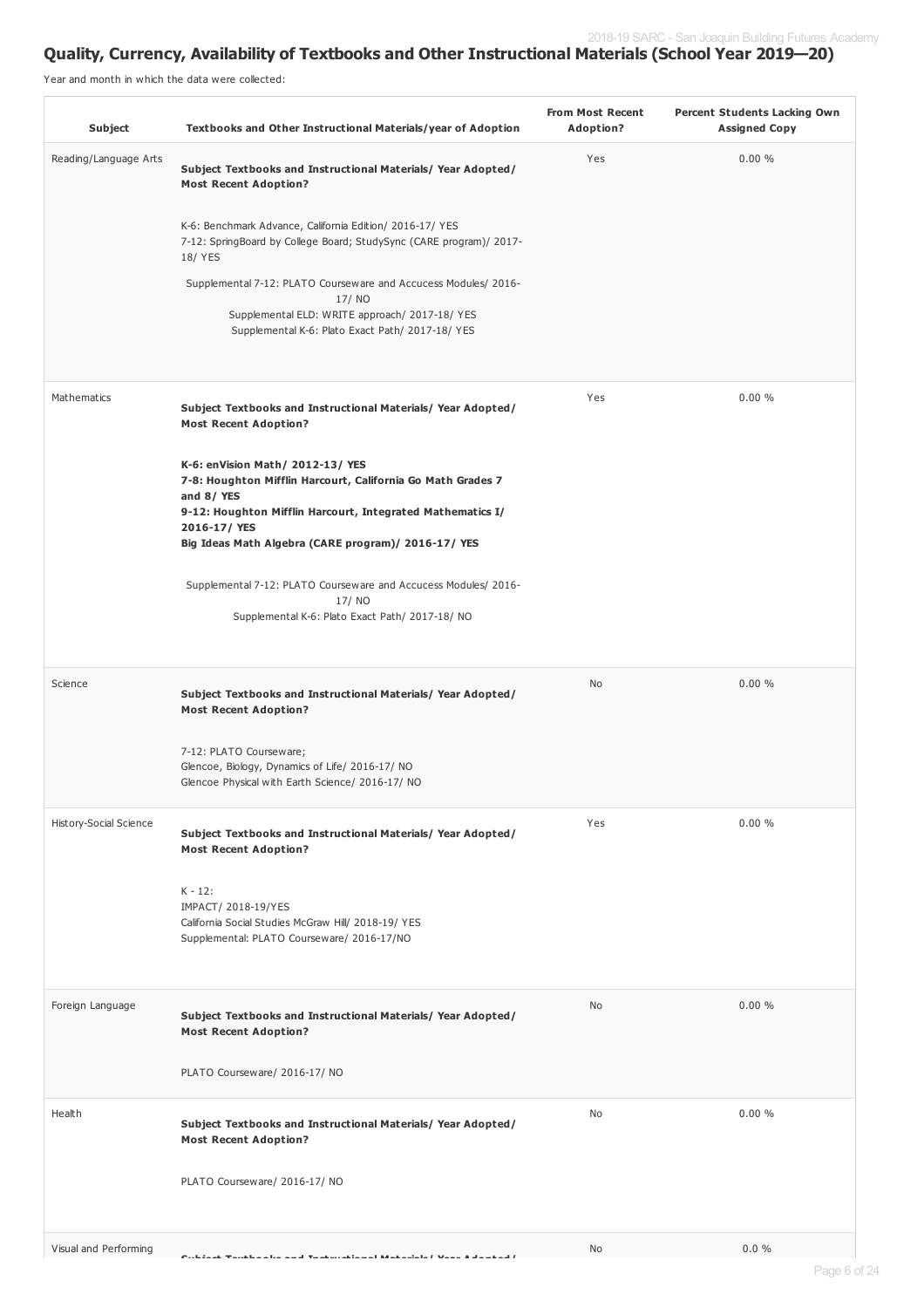## Quality, Currency, Availability of Textbooks and Other Instructional Materials (School Year 2019—20)

Year and month in which the data were collected:

| Subject | Textbooks and Other Instructional Materials/year of Adoption | From Most Recent Adoption? | Percent Students Lacking Own Assigned Copy |
|---|---|---|---|
| Reading/Language Arts | **Subject Textbooks and Instructional Materials/ Year Adopted/ Most Recent Adoption?**<br><br>K-6: Benchmark Advance, California Edition/ 2016-17/ YES<br>7-12: SpringBoard by College Board; StudySync (CARE program)/ 2017-18/ YES<br><br>Supplemental 7-12: PLATO Courseware and Accucess Modules/ 2016-17/ NO<br>Supplemental ELD: WRITE approach/ 2017-18/ YES<br>Supplemental K-6: Plato Exact Path/ 2017-18/ YES | Yes | 0.00 % |
| Mathematics | **Subject Textbooks and Instructional Materials/ Year Adopted/ Most Recent Adoption?**<br><br>**K-6: enVision Math/ 2012-13/ YES**<br>**7-8: Houghton Mifflin Harcourt, California Go Math Grades 7 and 8/ YES**<br>**9-12: Houghton Mifflin Harcourt, Integrated Mathematics I/ 2016-17/ YES**<br>**Big Ideas Math Algebra (CARE program)/ 2016-17/ YES**<br><br>Supplemental 7-12: PLATO Courseware and Accucess Modules/ 2016-17/ NO<br>Supplemental K-6: Plato Exact Path/ 2017-18/ NO | Yes | 0.00 % |
| Science | **Subject Textbooks and Instructional Materials/ Year Adopted/ Most Recent Adoption?**<br><br>7-12: PLATO Courseware;<br>Glencoe, Biology, Dynamics of Life/ 2016-17/ NO<br>Glencoe Physical with Earth Science/ 2016-17/ NO | No | 0.00 % |
| History-Social Science | **Subject Textbooks and Instructional Materials/ Year Adopted/ Most Recent Adoption?**<br><br>K - 12:<br>IMPACT/ 2018-19/YES<br>California Social Studies McGraw Hill/ 2018-19/ YES<br>Supplemental: PLATO Courseware/ 2016-17/NO | Yes | 0.00 % |
| Foreign Language | **Subject Textbooks and Instructional Materials/ Year Adopted/ Most Recent Adoption?**<br><br>PLATO Courseware/ 2016-17/ NO | No | 0.00 % |
| Health | **Subject Textbooks and Instructional Materials/ Year Adopted/ Most Recent Adoption?**<br><br>PLATO Courseware/ 2016-17/ NO | No | 0.00 % |
| Visual and Performing | **Subject Textbooks and Instructional Materials/ Year Adopted/** | No | 0.0 % |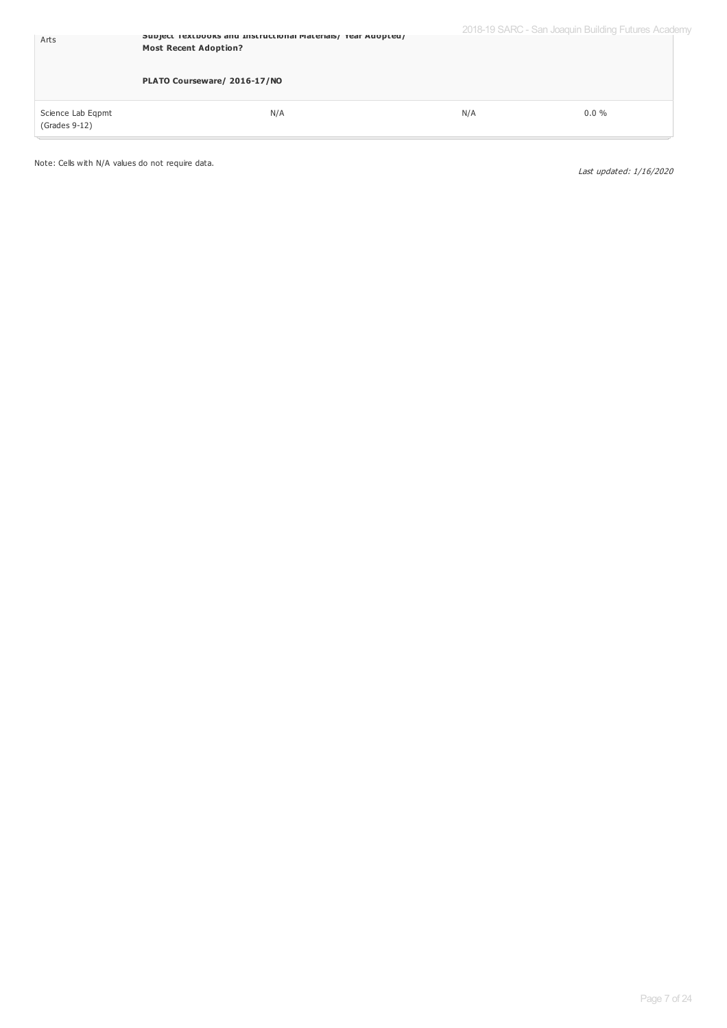| | | | |
|---|---|---|---|
| Arts | **Subject Textbooks and Instructional Materials/ Year Adopted/ Most Recent Adoption?**<br><br>**PLATO Courseware/ 2016-17/NO** | | |
| Science Lab Eqpmt (Grades 9-12) | N/A | N/A | 0.0 % |

Note: Cells with N/A values do not require data.

*Last updated: 1/16/2020*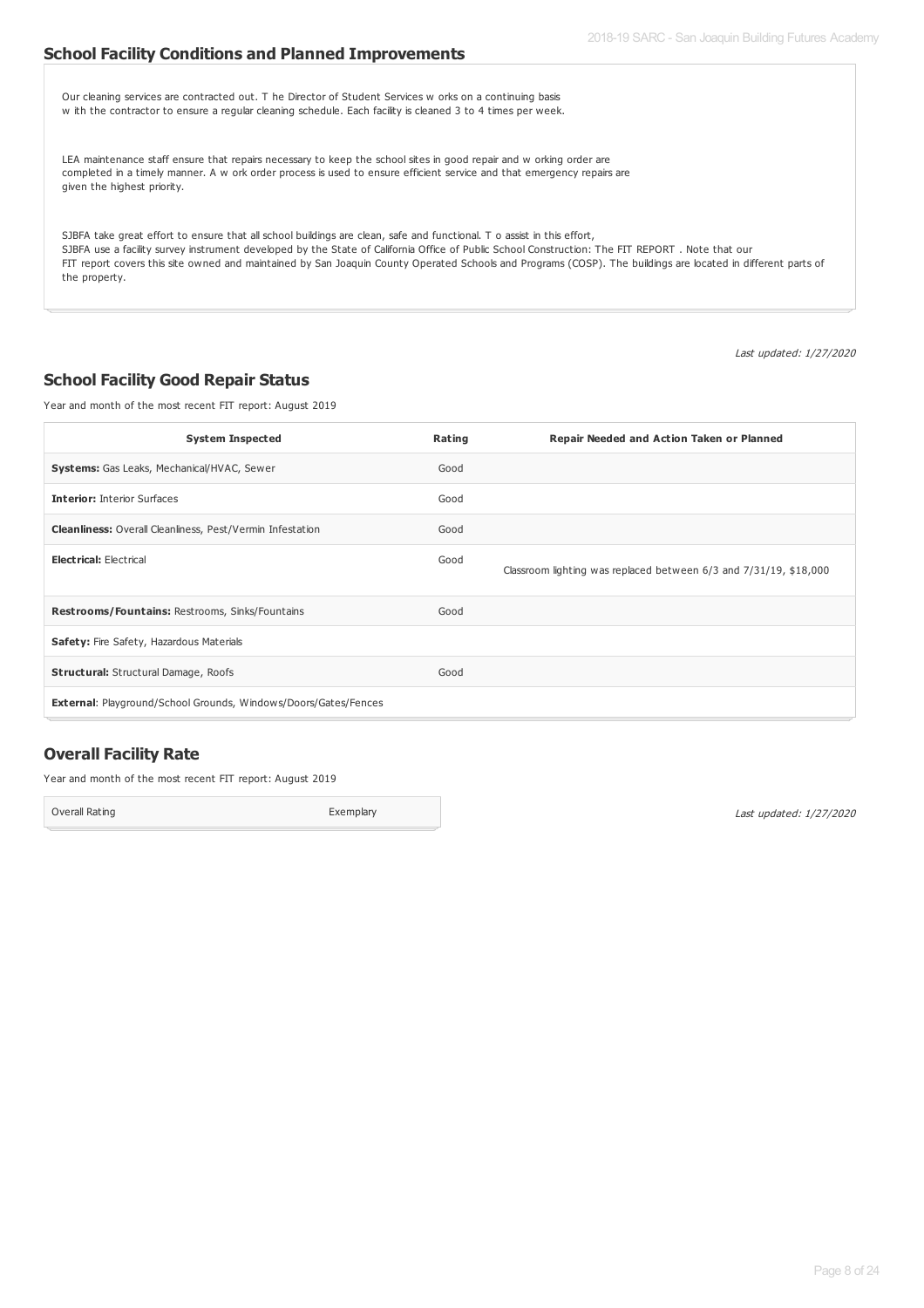## School Facility Conditions and Planned Improvements

Our cleaning services are contracted out. T he Director of Student Services w orks on a continuing basis w ith the contractor to ensure a regular cleaning schedule. Each facility is cleaned 3 to 4 times per week.

LEA maintenance staff ensure that repairs necessary to keep the school sites in good repair and w orking order are completed in a timely manner. A w ork order process is used to ensure efficient service and that emergency repairs are given the highest priority.

SJBFA take great effort to ensure that all school buildings are clean, safe and functional. T o assist in this effort, SJBFA use a facility survey instrument developed by the State of California Office of Public School Construction: The FIT REPORT . Note that our FIT report covers this site owned and maintained by San Joaquin County Operated Schools and Programs (COSP). The buildings are located in different parts of the property.

*Last updated: 1/27/2020*

## School Facility Good Repair Status

Year and month of the most recent FIT report: August 2019

| System Inspected | Rating | Repair Needed and Action Taken or Planned |
|---|---|---|
| **Systems:** Gas Leaks, Mechanical/HVAC, Sewer | Good | |
| **Interior:** Interior Surfaces | Good | |
| **Cleanliness:** Overall Cleanliness, Pest/Vermin Infestation | Good | |
| **Electrical:** Electrical | Good | Classroom lighting was replaced between 6/3 and 7/31/19, $18,000 |
| **Restrooms/Fountains:** Restrooms, Sinks/Fountains | Good | |
| **Safety:** Fire Safety, Hazardous Materials | | |
| **Structural:** Structural Damage, Roofs | Good | |
| **External:** Playground/School Grounds, Windows/Doors/Gates/Fences | | |

## Overall Facility Rate

Year and month of the most recent FIT report: August 2019

| Overall Rating | Exemplary |
|---|---|

*Last updated: 1/27/2020*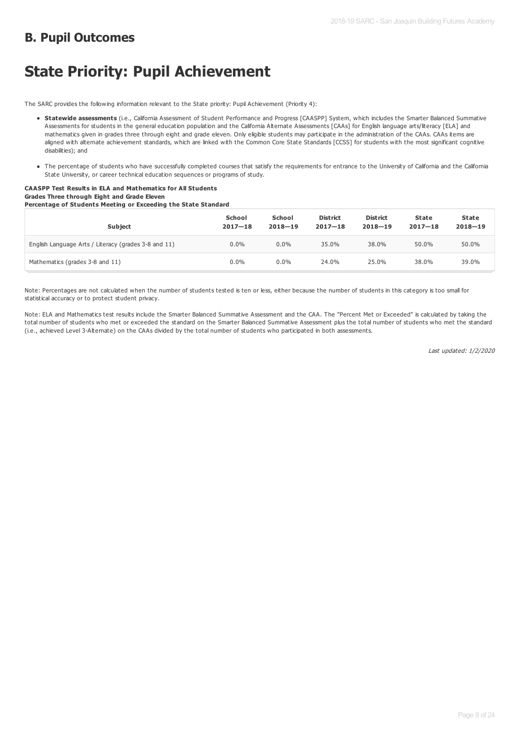## B. Pupil Outcomes

# State Priority: Pupil Achievement

The SARC provides the following information relevant to the State priority: Pupil Achievement (Priority 4):

- **Statewide assessments** (i.e., California Assessment of Student Performance and Progress [CAASPP] System, which includes the Smarter Balanced Summative Assessments for students in the general education population and the California Alternate Assessments [CAAs] for English language arts/literacy [ELA] and mathematics given in grades three through eight and grade eleven. Only eligible students may participate in the administration of the CAAs. CAAs items are aligned with alternate achievement standards, which are linked with the Common Core State Standards [CCSS] for students with the most significant cognitive disabilities); and
- The percentage of students who have successfully completed courses that satisfy the requirements for entrance to the University of California and the California State University, or career technical education sequences or programs of study.

**CAASPP Test Results in ELA and Mathematics for All Students**
**Grades Three through Eight and Grade Eleven**
**Percentage of Students Meeting or Exceeding the State Standard**

| Subject | School 2017—18 | School 2018—19 | District 2017—18 | District 2018—19 | State 2017—18 | State 2018—19 |
|---|---|---|---|---|---|---|
| English Language Arts / Literacy (grades 3-8 and 11) | 0.0% | 0.0% | 35.0% | 38.0% | 50.0% | 50.0% |
| Mathematics (grades 3-8 and 11) | 0.0% | 0.0% | 24.0% | 25.0% | 38.0% | 39.0% |

Note: Percentages are not calculated when the number of students tested is ten or less, either because the number of students in this category is too small for statistical accuracy or to protect student privacy.

Note: ELA and Mathematics test results include the Smarter Balanced Summative Assessment and the CAA. The "Percent Met or Exceeded" is calculated by taking the total number of students who met or exceeded the standard on the Smarter Balanced Summative Assessment plus the total number of students who met the standard (i.e., achieved Level 3-Alternate) on the CAAs divided by the total number of students who participated in both assessments.

*Last updated: 1/2/2020*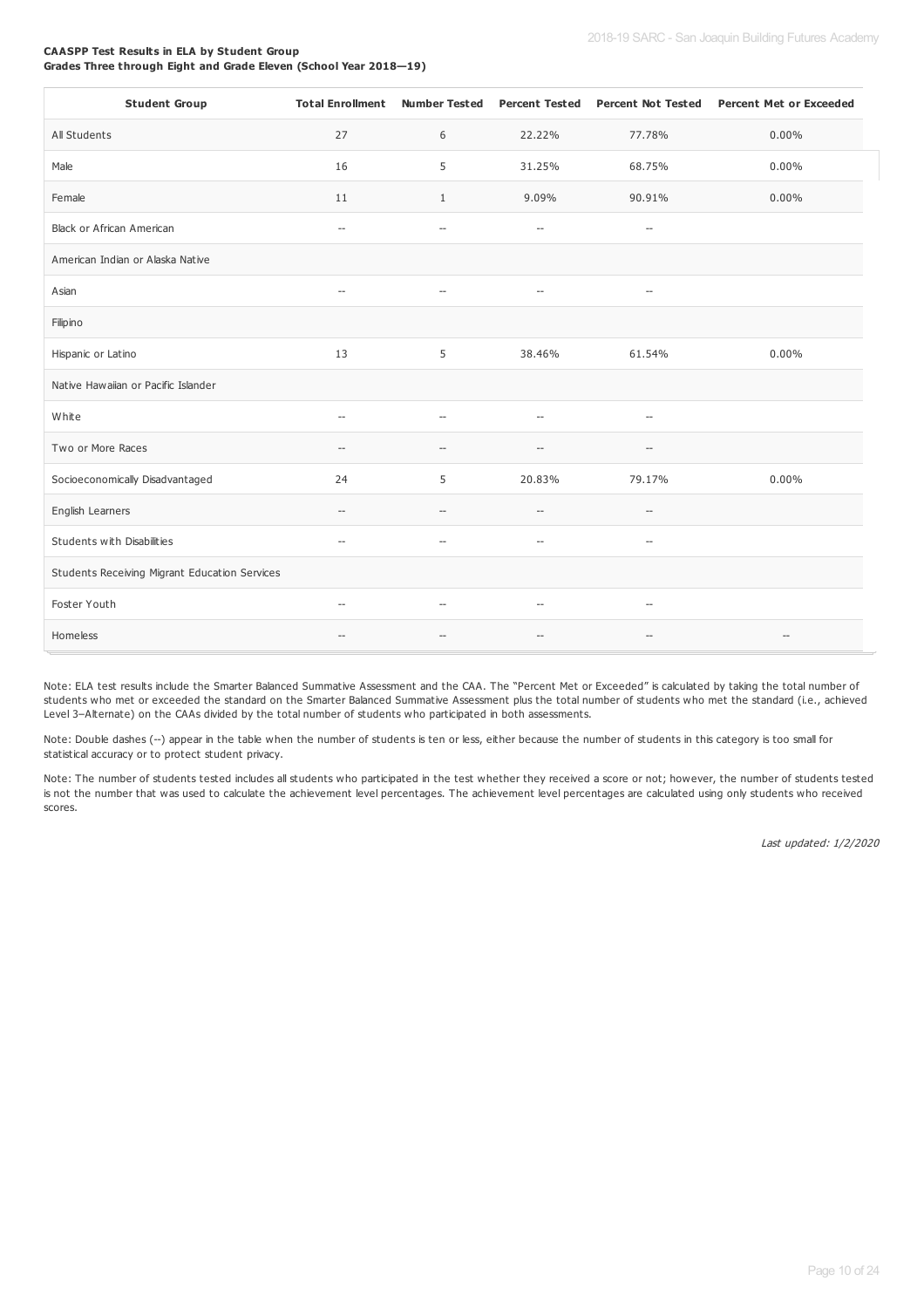**CAASPP Test Results in ELA by Student Group**
**Grades Three through Eight and Grade Eleven (School Year 2018—19)**

| Student Group | Total Enrollment | Number Tested | Percent Tested | Percent Not Tested | Percent Met or Exceeded |
|---|---|---|---|---|---|
| All Students | 27 | 6 | 22.22% | 77.78% | 0.00% |
| Male | 16 | 5 | 31.25% | 68.75% | 0.00% |
| Female | 11 | 1 | 9.09% | 90.91% | 0.00% |
| Black or African American | -- | -- | -- | -- | |
| American Indian or Alaska Native | | | | | |
| Asian | -- | -- | -- | -- | |
| Filipino | | | | | |
| Hispanic or Latino | 13 | 5 | 38.46% | 61.54% | 0.00% |
| Native Hawaiian or Pacific Islander | | | | | |
| White | -- | -- | -- | -- | |
| Two or More Races | -- | -- | -- | -- | |
| Socioeconomically Disadvantaged | 24 | 5 | 20.83% | 79.17% | 0.00% |
| English Learners | -- | -- | -- | -- | |
| Students with Disabilities | -- | -- | -- | -- | |
| Students Receiving Migrant Education Services | | | | | |
| Foster Youth | -- | -- | -- | -- | |
| Homeless | -- | -- | -- | -- | -- |

Note: ELA test results include the Smarter Balanced Summative Assessment and the CAA. The "Percent Met or Exceeded" is calculated by taking the total number of students who met or exceeded the standard on the Smarter Balanced Summative Assessment plus the total number of students who met the standard (i.e., achieved Level 3–Alternate) on the CAAs divided by the total number of students who participated in both assessments.

Note: Double dashes (--) appear in the table when the number of students is ten or less, either because the number of students in this category is too small for statistical accuracy or to protect student privacy.

Note: The number of students tested includes all students who participated in the test whether they received a score or not; however, the number of students tested is not the number that was used to calculate the achievement level percentages. The achievement level percentages are calculated using only students who received scores.

*Last updated: 1/2/2020*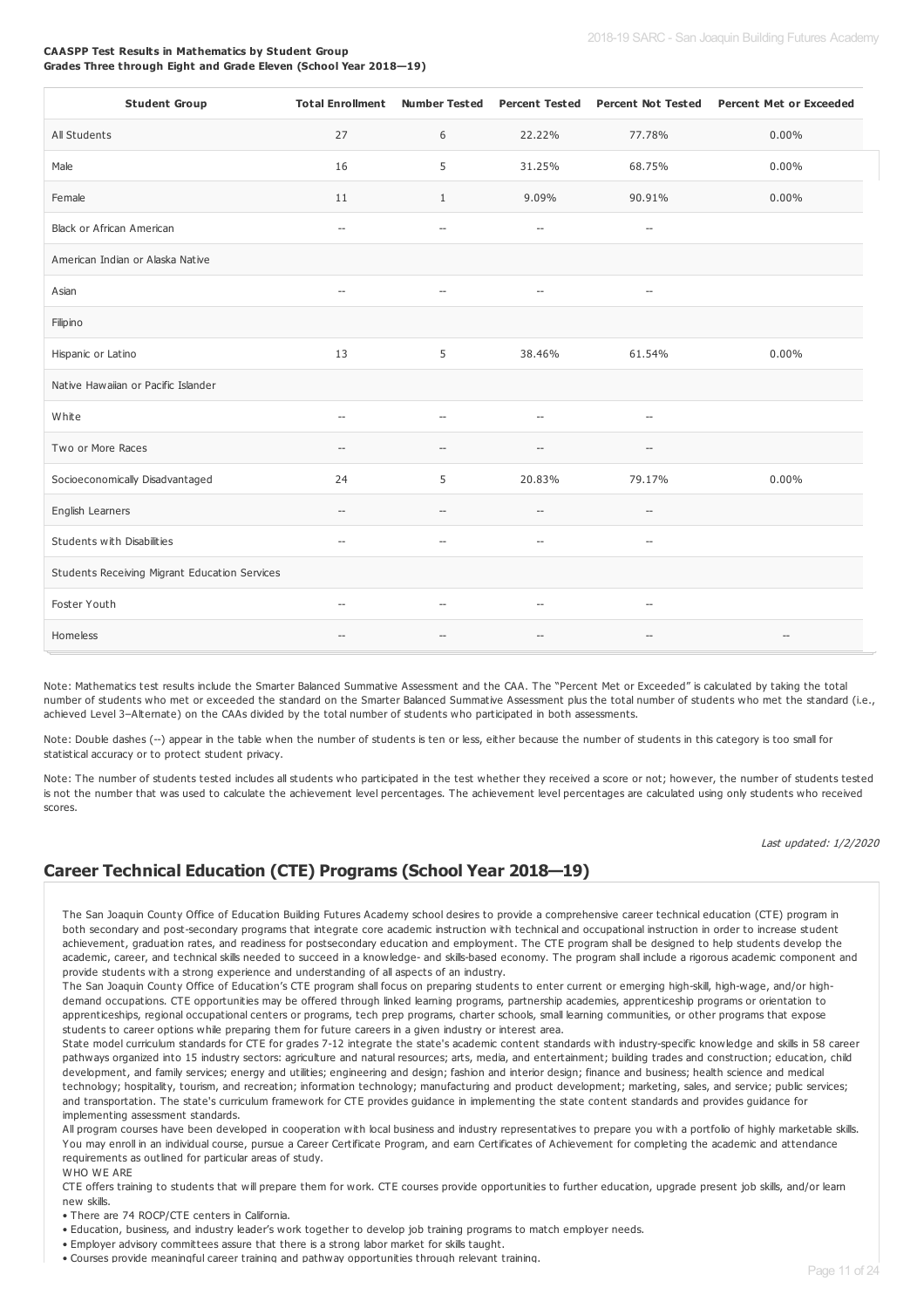**CAASPP Test Results in Mathematics by Student Group**
**Grades Three through Eight and Grade Eleven (School Year 2018—19)**

| Student Group | Total Enrollment | Number Tested | Percent Tested | Percent Not Tested | Percent Met or Exceeded |
|---|---|---|---|---|---|
| All Students | 27 | 6 | 22.22% | 77.78% | 0.00% |
| Male | 16 | 5 | 31.25% | 68.75% | 0.00% |
| Female | 11 | 1 | 9.09% | 90.91% | 0.00% |
| Black or African American | -- | -- | -- | -- | |
| American Indian or Alaska Native | | | | | |
| Asian | -- | -- | -- | -- | |
| Filipino | | | | | |
| Hispanic or Latino | 13 | 5 | 38.46% | 61.54% | 0.00% |
| Native Hawaiian or Pacific Islander | | | | | |
| White | -- | -- | -- | -- | |
| Two or More Races | -- | -- | -- | -- | |
| Socioeconomically Disadvantaged | 24 | 5 | 20.83% | 79.17% | 0.00% |
| English Learners | -- | -- | -- | -- | |
| Students with Disabilities | -- | -- | -- | -- | |
| Students Receiving Migrant Education Services | | | | | |
| Foster Youth | -- | -- | -- | -- | |
| Homeless | -- | -- | -- | -- | -- |

Note: Mathematics test results include the Smarter Balanced Summative Assessment and the CAA. The "Percent Met or Exceeded" is calculated by taking the total number of students who met or exceeded the standard on the Smarter Balanced Summative Assessment plus the total number of students who met the standard (i.e., achieved Level 3–Alternate) on the CAAs divided by the total number of students who participated in both assessments.

Note: Double dashes (--) appear in the table when the number of students is ten or less, either because the number of students in this category is too small for statistical accuracy or to protect student privacy.

Note: The number of students tested includes all students who participated in the test whether they received a score or not; however, the number of students tested is not the number that was used to calculate the achievement level percentages. The achievement level percentages are calculated using only students who received scores.

*Last updated: 1/2/2020*

## Career Technical Education (CTE) Programs (School Year 2018—19)

The San Joaquin County Office of Education Building Futures Academy school desires to provide a comprehensive career technical education (CTE) program in both secondary and post-secondary programs that integrate core academic instruction with technical and occupational instruction in order to increase student achievement, graduation rates, and readiness for postsecondary education and employment. The CTE program shall be designed to help students develop the academic, career, and technical skills needed to succeed in a knowledge- and skills-based economy. The program shall include a rigorous academic component and provide students with a strong experience and understanding of all aspects of an industry.

The San Joaquin County Office of Education's CTE program shall focus on preparing students to enter current or emerging high-skill, high-wage, and/or high-demand occupations. CTE opportunities may be offered through linked learning programs, partnership academies, apprenticeship programs or orientation to apprenticeships, regional occupational centers or programs, tech prep programs, charter schools, small learning communities, or other programs that expose students to career options while preparing them for future careers in a given industry or interest area.

State model curriculum standards for CTE for grades 7-12 integrate the state's academic content standards with industry-specific knowledge and skills in 58 career pathways organized into 15 industry sectors: agriculture and natural resources; arts, media, and entertainment; building trades and construction; education, child development, and family services; energy and utilities; engineering and design; fashion and interior design; finance and business; health science and medical technology; hospitality, tourism, and recreation; information technology; manufacturing and product development; marketing, sales, and service; public services; and transportation. The state's curriculum framework for CTE provides guidance in implementing the state content standards and provides guidance for implementing assessment standards.

All program courses have been developed in cooperation with local business and industry representatives to prepare you with a portfolio of highly marketable skills. You may enroll in an individual course, pursue a Career Certificate Program, and earn Certificates of Achievement for completing the academic and attendance requirements as outlined for particular areas of study.

WHO WE ARE

CTE offers training to students that will prepare them for work. CTE courses provide opportunities to further education, upgrade present job skills, and/or learn new skills.

- There are 74 ROCP/CTE centers in California.
- Education, business, and industry leader's work together to develop job training programs to match employer needs.
- Employer advisory committees assure that there is a strong labor market for skills taught.
- Courses provide meaningful career training and pathway opportunities through relevant training.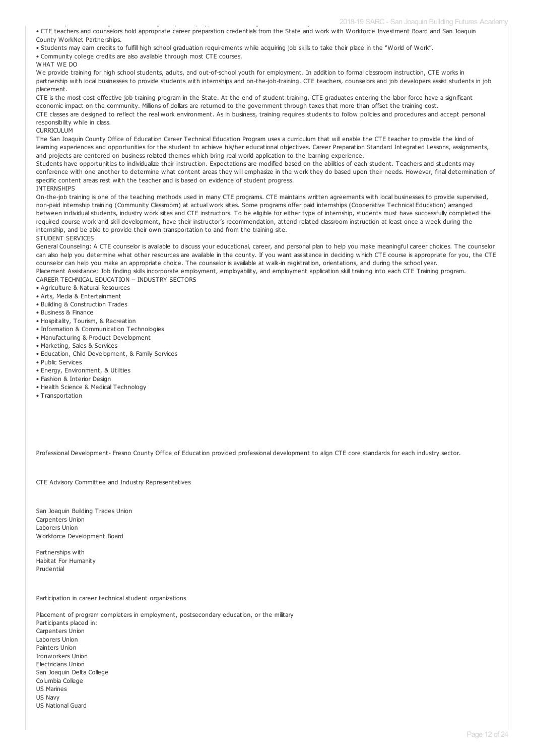• CTE teachers and counselors hold appropriate career preparation credentials from the State and work with Workforce Investment Board and San Joaquin County WorkNet Partnerships.
• Students may earn credits to fulfill high school graduation requirements while acquiring job skills to take their place in the "World of Work".
• Community college credits are also available through most CTE courses.

WHAT WE DO

We provide training for high school students, adults, and out-of-school youth for employment. In addition to formal classroom instruction, CTE works in partnership with local businesses to provide students with internships and on-the-job-training. CTE teachers, counselors and job developers assist students in job placement.

CTE is the most cost effective job training program in the State. At the end of student training, CTE graduates entering the labor force have a significant economic impact on the community. Millions of dollars are returned to the government through taxes that more than offset the training cost.

CTE classes are designed to reflect the real work environment. As in business, training requires students to follow policies and procedures and accept personal responsibility while in class.

CURRICULUM

The San Joaquin County Office of Education Career Technical Education Program uses a curriculum that will enable the CTE teacher to provide the kind of learning experiences and opportunities for the student to achieve his/her educational objectives. Career Preparation Standard Integrated Lessons, assignments, and projects are centered on business related themes which bring real world application to the learning experience.

Students have opportunities to individualize their instruction. Expectations are modified based on the abilities of each student. Teachers and students may conference with one another to determine what content areas they will emphasize in the work they do based upon their needs. However, final determination of specific content areas rest with the teacher and is based on evidence of student progress.

INTERNSHIPS

On-the-job training is one of the teaching methods used in many CTE programs. CTE maintains written agreements with local businesses to provide supervised, non-paid internship training (Community Classroom) at actual work sites. Some programs offer paid internships (Cooperative Technical Education) arranged between individual students, industry work sites and CTE instructors. To be eligible for either type of internship, students must have successfully completed the required course work and skill development, have their instructor's recommendation, attend related classroom instruction at least once a week during the internship, and be able to provide their own transportation to and from the training site.

STUDENT SERVICES

General Counseling: A CTE counselor is available to discuss your educational, career, and personal plan to help you make meaningful career choices. The counselor can also help you determine what other resources are available in the county. If you want assistance in deciding which CTE course is appropriate for you, the CTE counselor can help you make an appropriate choice. The counselor is available at walk-in registration, orientations, and during the school year.

Placement Assistance: Job finding skills incorporate employment, employability, and employment application skill training into each CTE Training program.

CAREER TECHNICAL EDUCATION – INDUSTRY SECTORS

• Agriculture & Natural Resources
• Arts, Media & Entertainment
• Building & Construction Trades
• Business & Finance
• Hospitality, Tourism, & Recreation
• Information & Communication Technologies
• Manufacturing & Product Development
• Marketing, Sales & Services
• Education, Child Development, & Family Services
• Public Services
• Energy, Environment, & Utilities
• Fashion & Interior Design
• Health Science & Medical Technology
• Transportation

Professional Development- Fresno County Office of Education provided professional development to align CTE core standards for each industry sector.

CTE Advisory Committee and Industry Representatives

San Joaquin Building Trades Union
Carpenters Union
Laborers Union
Workforce Development Board

Partnerships with
Habitat For Humanity
Prudential

Participation in career technical student organizations

Placement of program completers in employment, postsecondary education, or the military
Participants placed in:
Carpenters Union
Laborers Union
Painters Union
Ironworkers Union
Electricians Union
San Joaquin Delta College
Columbia College
US Marines
US Navy
US National Guard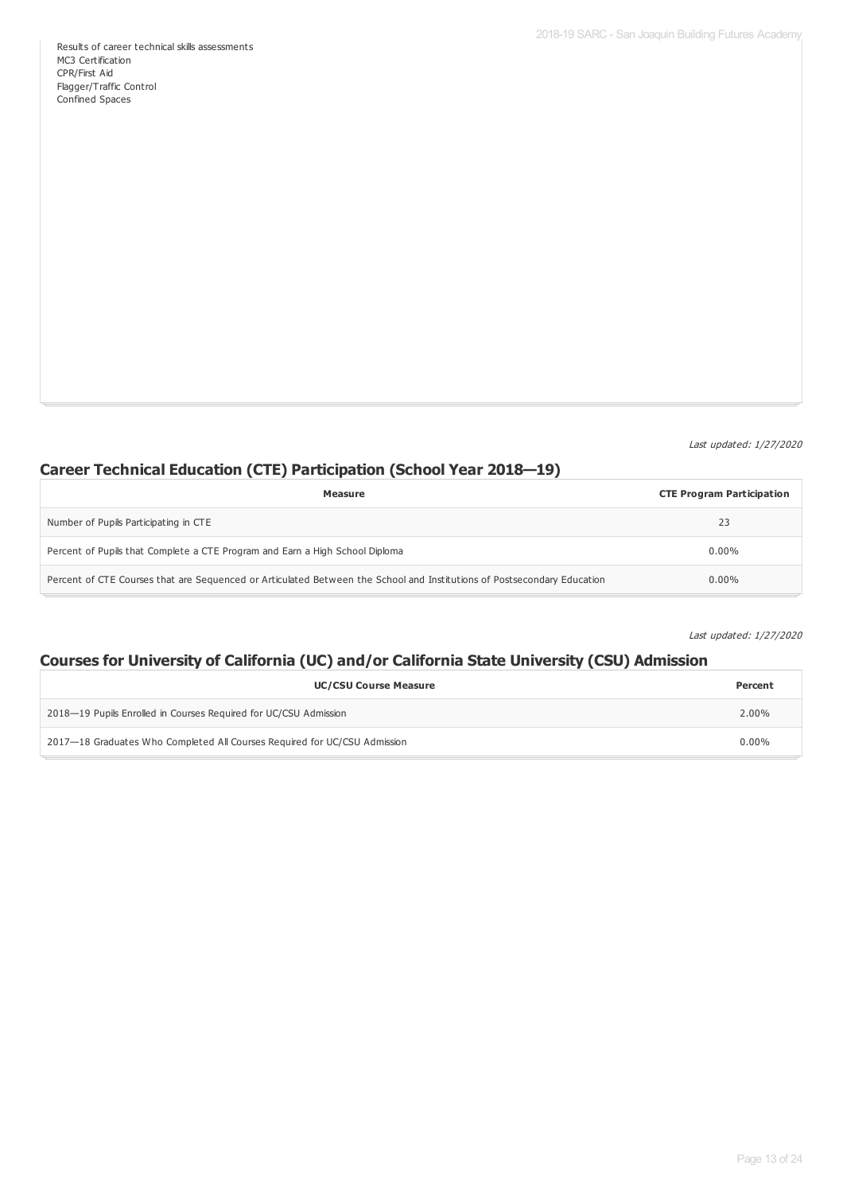Results of career technical skills assessments
MC3 Certification
CPR/First Aid
Flagger/Traffic Control
Confined Spaces

*Last updated: 1/27/2020*

## Career Technical Education (CTE) Participation (School Year 2018—19)

| Measure | CTE Program Participation |
|---|---|
| Number of Pupils Participating in CTE | 23 |
| Percent of Pupils that Complete a CTE Program and Earn a High School Diploma | 0.00% |
| Percent of CTE Courses that are Sequenced or Articulated Between the School and Institutions of Postsecondary Education | 0.00% |

*Last updated: 1/27/2020*

## Courses for University of California (UC) and/or California State University (CSU) Admission

| UC/CSU Course Measure | Percent |
|---|---|
| 2018—19 Pupils Enrolled in Courses Required for UC/CSU Admission | 2.00% |
| 2017—18 Graduates Who Completed All Courses Required for UC/CSU Admission | 0.00% |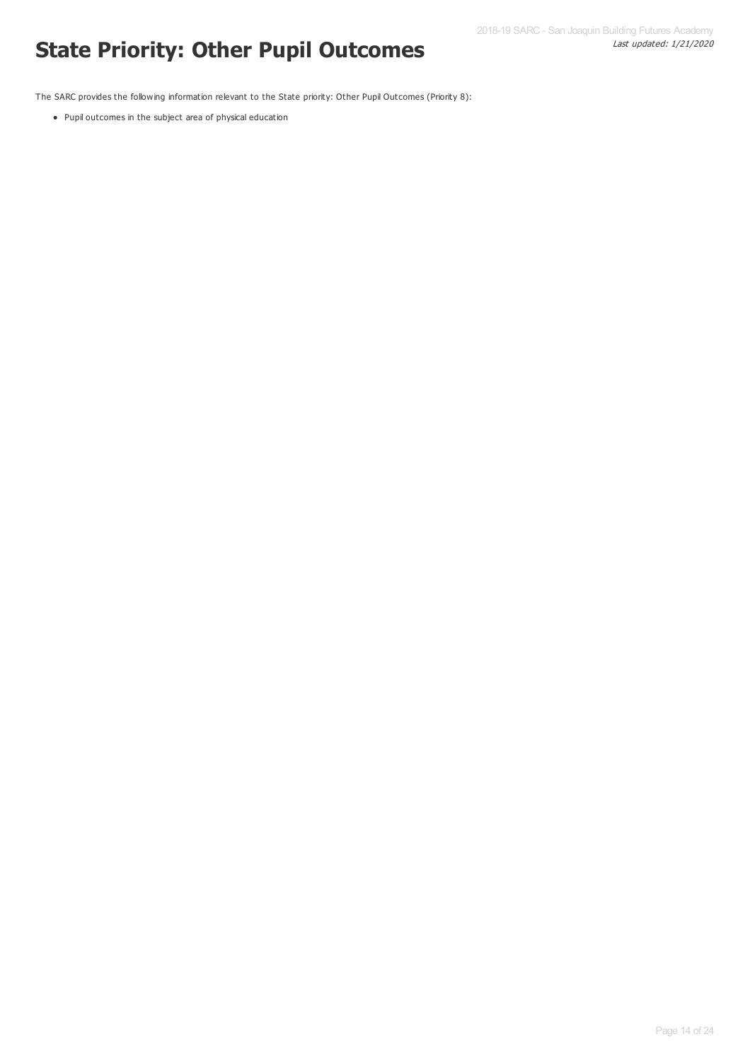# State Priority: Other Pupil Outcomes

The SARC provides the following information relevant to the State priority: Other Pupil Outcomes (Priority 8):

- Pupil outcomes in the subject area of physical education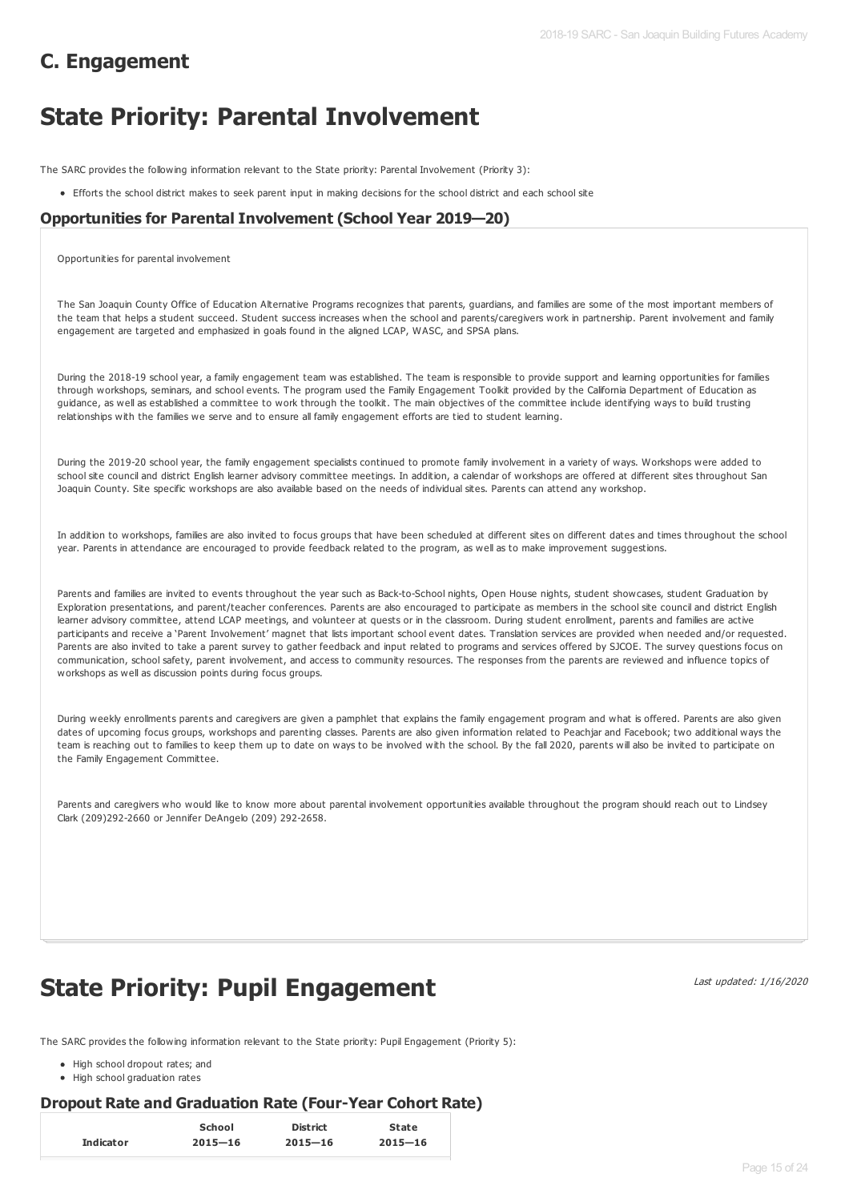## C. Engagement

# State Priority: Parental Involvement

The SARC provides the following information relevant to the State priority: Parental Involvement (Priority 3):

- Efforts the school district makes to seek parent input in making decisions for the school district and each school site

### Opportunities for Parental Involvement (School Year 2019—20)

Opportunities for parental involvement

The San Joaquin County Office of Education Alternative Programs recognizes that parents, guardians, and families are some of the most important members of the team that helps a student succeed. Student success increases when the school and parents/caregivers work in partnership. Parent involvement and family engagement are targeted and emphasized in goals found in the aligned LCAP, WASC, and SPSA plans.

During the 2018-19 school year, a family engagement team was established. The team is responsible to provide support and learning opportunities for families through workshops, seminars, and school events. The program used the Family Engagement Toolkit provided by the California Department of Education as guidance, as well as established a committee to work through the toolkit. The main objectives of the committee include identifying ways to build trusting relationships with the families we serve and to ensure all family engagement efforts are tied to student learning.

During the 2019-20 school year, the family engagement specialists continued to promote family involvement in a variety of ways. Workshops were added to school site council and district English learner advisory committee meetings. In addition, a calendar of workshops are offered at different sites throughout San Joaquin County. Site specific workshops are also available based on the needs of individual sites. Parents can attend any workshop.

In addition to workshops, families are also invited to focus groups that have been scheduled at different sites on different dates and times throughout the school year. Parents in attendance are encouraged to provide feedback related to the program, as well as to make improvement suggestions.

Parents and families are invited to events throughout the year such as Back-to-School nights, Open House nights, student showcases, student Graduation by Exploration presentations, and parent/teacher conferences. Parents are also encouraged to participate as members in the school site council and district English learner advisory committee, attend LCAP meetings, and volunteer at quests or in the classroom. During student enrollment, parents and families are active participants and receive a 'Parent Involvement' magnet that lists important school event dates. Translation services are provided when needed and/or requested. Parents are also invited to take a parent survey to gather feedback and input related to programs and services offered by SJCOE. The survey questions focus on communication, school safety, parent involvement, and access to community resources. The responses from the parents are reviewed and influence topics of workshops as well as discussion points during focus groups.

During weekly enrollments parents and caregivers are given a pamphlet that explains the family engagement program and what is offered. Parents are also given dates of upcoming focus groups, workshops and parenting classes. Parents are also given information related to Peachjar and Facebook; two additional ways the team is reaching out to families to keep them up to date on ways to be involved with the school. By the fall 2020, parents will also be invited to participate on the Family Engagement Committee.

Parents and caregivers who would like to know more about parental involvement opportunities available throughout the program should reach out to Lindsey Clark (209)292-2660 or Jennifer DeAngelo (209) 292-2658.

# State Priority: Pupil Engagement

*Last updated: 1/16/2020*

The SARC provides the following information relevant to the State priority: Pupil Engagement (Priority 5):

- High school dropout rates; and
- High school graduation rates

### Dropout Rate and Graduation Rate (Four-Year Cohort Rate)

| Indicator | School 2015—16 | District 2015—16 | State 2015—16 |
|---|---|---|---|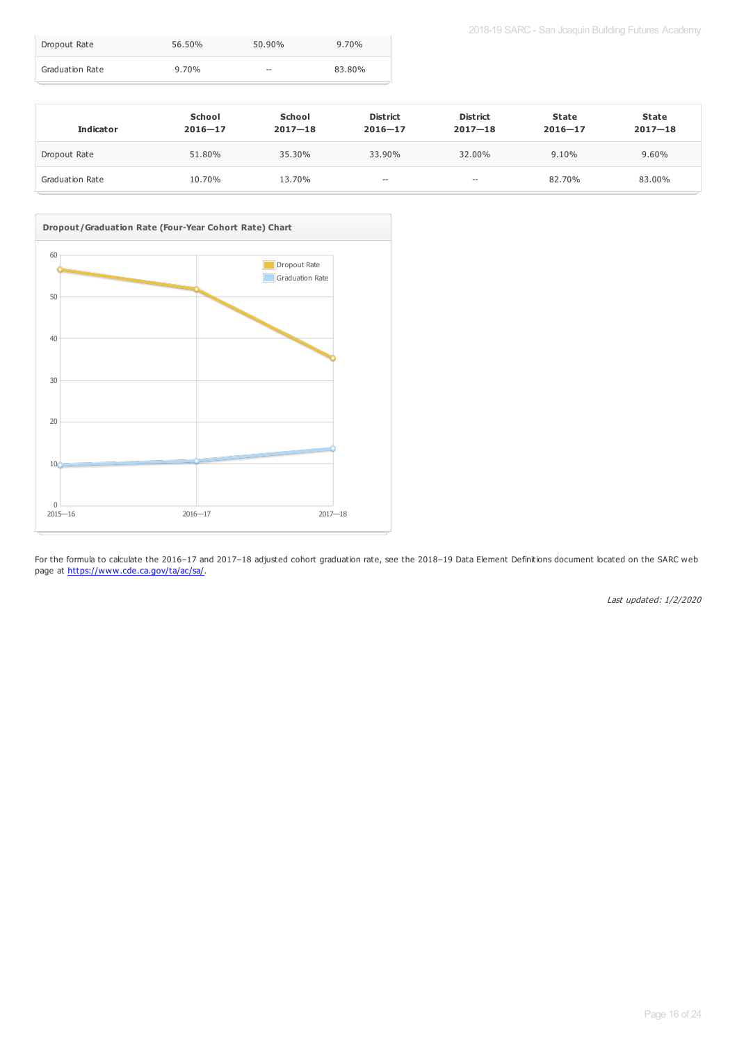| | | | |
|---|---|---|---|
| Dropout Rate | 56.50% | 50.90% | 9.70% |
| Graduation Rate | 9.70% | -- | 83.80% |

| Indicator | School 2016—17 | School 2017—18 | District 2016—17 | District 2017—18 | State 2016—17 | State 2017—18 |
|---|---|---|---|---|---|---|
| Dropout Rate | 51.80% | 35.30% | 33.90% | 32.00% | 9.10% | 9.60% |
| Graduation Rate | 10.70% | 13.70% | -- | -- | 82.70% | 83.00% |

**Dropout/Graduation Rate (Four-Year Cohort Rate) Chart**

For the formula to calculate the 2016–17 and 2017–18 adjusted cohort graduation rate, see the 2018–19 Data Element Definitions document located on the SARC web page at https://www.cde.ca.gov/ta/ac/sa/.

*Last updated: 1/2/2020*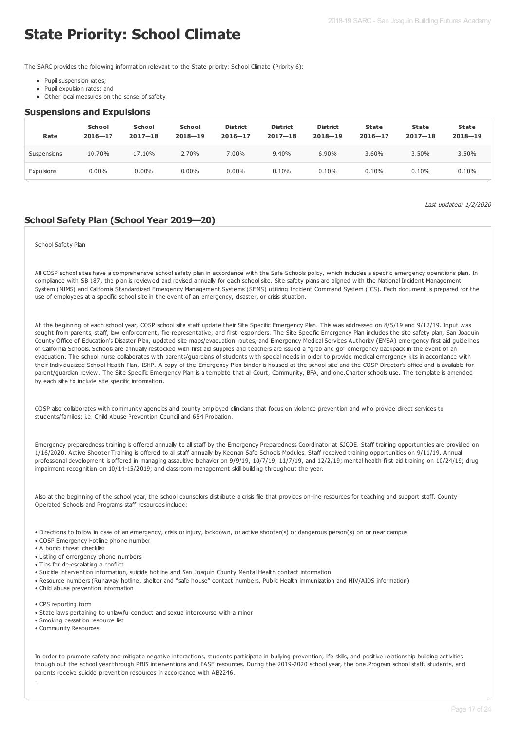# State Priority: School Climate

The SARC provides the following information relevant to the State priority: School Climate (Priority 6):

- Pupil suspension rates;
- Pupil expulsion rates; and
- Other local measures on the sense of safety

## Suspensions and Expulsions

| Rate | School 2016—17 | School 2017—18 | School 2018—19 | District 2016—17 | District 2017—18 | District 2018—19 | State 2016—17 | State 2017—18 | State 2018—19 |
|---|---|---|---|---|---|---|---|---|---|
| Suspensions | 10.70% | 17.10% | 2.70% | 7.00% | 9.40% | 6.90% | 3.60% | 3.50% | 3.50% |
| Expulsions | 0.00% | 0.00% | 0.00% | 0.00% | 0.10% | 0.10% | 0.10% | 0.10% | 0.10% |

*Last updated: 1/2/2020*

## School Safety Plan (School Year 2019—20)

School Safety Plan

All COSP school sites have a comprehensive school safety plan in accordance with the Safe Schools policy, which includes a specific emergency operations plan. In compliance with SB 187, the plan is reviewed and revised annually for each school site. Site safety plans are aligned with the National Incident Management System (NIMS) and California Standardized Emergency Management Systems (SEMS) utilizing Incident Command System (ICS). Each document is prepared for the use of employees at a specific school site in the event of an emergency, disaster, or crisis situation.

At the beginning of each school year, COSP school site staff update their Site Specific Emergency Plan. This was addressed on 8/5/19 and 9/12/19. Input was sought from parents, staff, law enforcement, fire representative, and first responders. The Site Specific Emergency Plan includes the site safety plan, San Joaquin County Office of Education's Disaster Plan, updated site maps/evacuation routes, and Emergency Medical Services Authority (EMSA) emergency first aid guidelines of California Schools. Schools are annually restocked with first aid supplies and teachers are issued a "grab and go" emergency backpack in the event of an evacuation. The school nurse collaborates with parents/guardians of students with special needs in order to provide medical emergency kits in accordance with their Individualized School Health Plan, ISHP. A copy of the Emergency Plan binder is housed at the school site and the COSP Director's office and is available for parent/guardian review. The Site Specific Emergency Plan is a template that all Court, Community, BFA, and one.Charter schools use. The template is amended by each site to include site specific information.

COSP also collaborates with community agencies and county employed clinicians that focus on violence prevention and who provide direct services to students/families; i.e. Child Abuse Prevention Council and 654 Probation.

Emergency preparedness training is offered annually to all staff by the Emergency Preparedness Coordinator at SJCOE. Staff training opportunities are provided on 1/16/2020. Active Shooter Training is offered to all staff annually by Keenan Safe Schools Modules. Staff received training opportunities on 9/11/19. Annual professional development is offered in managing assaultive behavior on 9/9/19, 10/7/19, 11/7/19, and 12/2/19; mental health first aid training on 10/24/19; drug impairment recognition on 10/14-15/2019; and classroom management skill building throughout the year.

Also at the beginning of the school year, the school counselors distribute a crisis file that provides on-line resources for teaching and support staff. County Operated Schools and Programs staff resources include:

- Directions to follow in case of an emergency, crisis or injury, lockdown, or active shooter(s) or dangerous person(s) on or near campus
- COSP Emergency Hotline phone number
- A bomb threat checklist
- Listing of emergency phone numbers
- Tips for de-escalating a conflict
- Suicide intervention information, suicide hotline and San Joaquin County Mental Health contact information
- Resource numbers (Runaway hotline, shelter and "safe house" contact numbers, Public Health immunization and HIV/AIDS information)
- Child abuse prevention information
- CPS reporting form
- State laws pertaining to unlawful conduct and sexual intercourse with a minor
- Smoking cessation resource list
- Community Resources

In order to promote safety and mitigate negative interactions, students participate in bullying prevention, life skills, and positive relationship building activities though out the school year through PBIS interventions and BASE resources. During the 2019-2020 school year, the one.Program school staff, students, and parents receive suicide prevention resources in accordance with AB2246.

.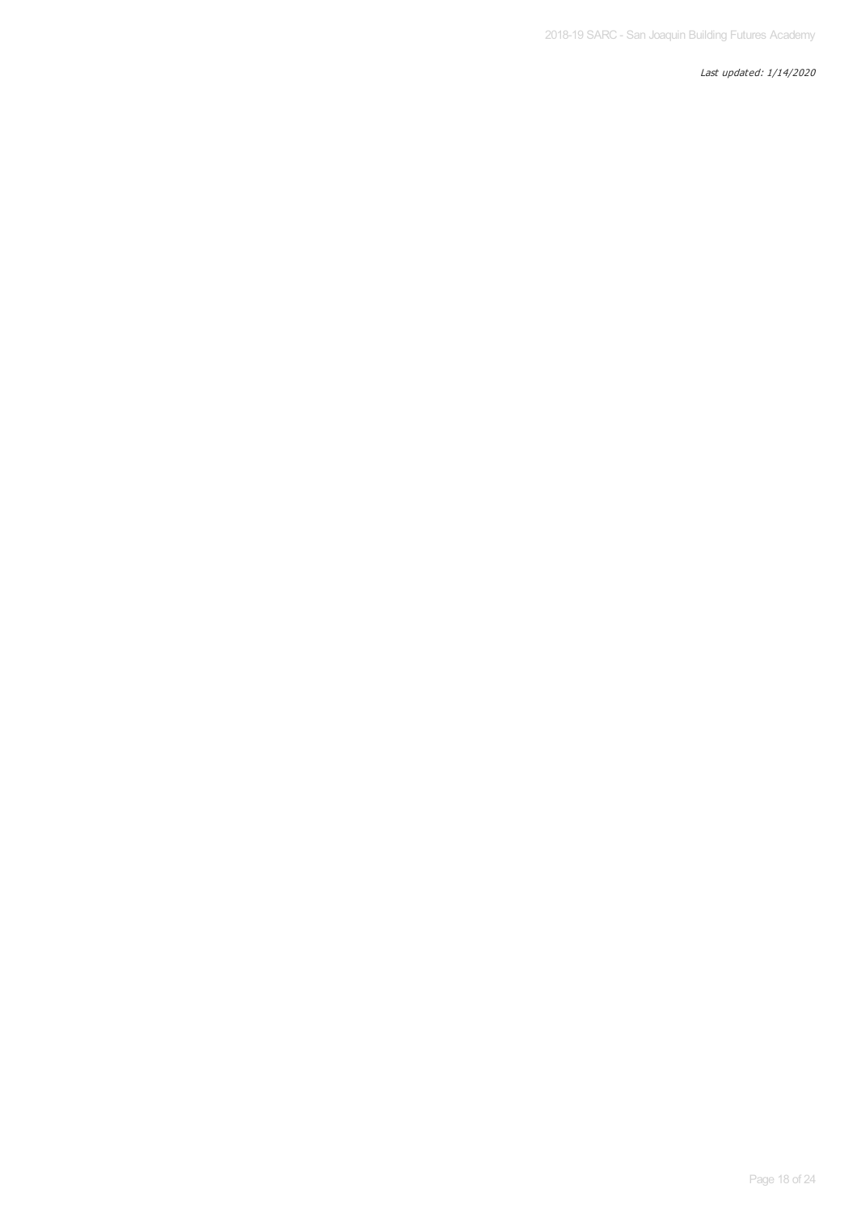*Last updated: 1/14/2020*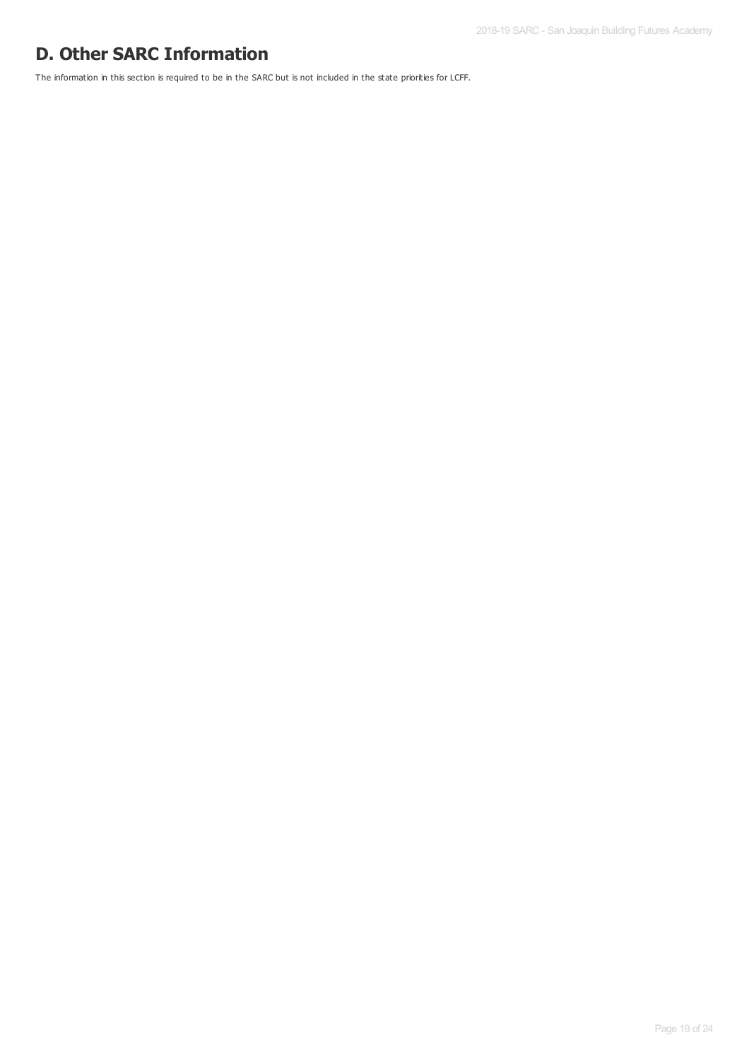# D. Other SARC Information

The information in this section is required to be in the SARC but is not included in the state priorities for LCFF.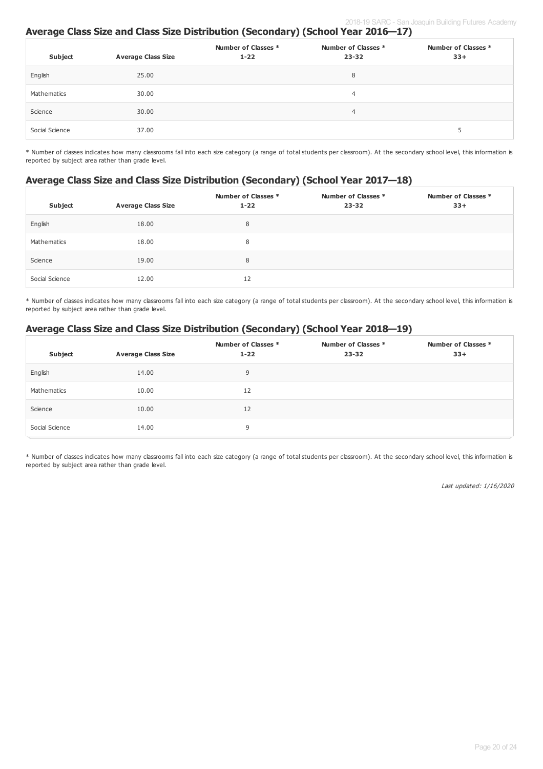## Average Class Size and Class Size Distribution (Secondary) (School Year 2016—17)

| Subject | Average Class Size | Number of Classes * 1-22 | Number of Classes * 23-32 | Number of Classes * 33+ |
|---|---|---|---|---|
| English | 25.00 | | 8 | |
| Mathematics | 30.00 | | 4 | |
| Science | 30.00 | | 4 | |
| Social Science | 37.00 | | | 5 |

* Number of classes indicates how many classrooms fall into each size category (a range of total students per classroom). At the secondary school level, this information is reported by subject area rather than grade level.

## Average Class Size and Class Size Distribution (Secondary) (School Year 2017—18)

| Subject | Average Class Size | Number of Classes * 1-22 | Number of Classes * 23-32 | Number of Classes * 33+ |
|---|---|---|---|---|
| English | 18.00 | 8 | | |
| Mathematics | 18.00 | 8 | | |
| Science | 19.00 | 8 | | |
| Social Science | 12.00 | 12 | | |

* Number of classes indicates how many classrooms fall into each size category (a range of total students per classroom). At the secondary school level, this information is reported by subject area rather than grade level.

## Average Class Size and Class Size Distribution (Secondary) (School Year 2018—19)

| Subject | Average Class Size | Number of Classes * 1-22 | Number of Classes * 23-32 | Number of Classes * 33+ |
|---|---|---|---|---|
| English | 14.00 | 9 | | |
| Mathematics | 10.00 | 12 | | |
| Science | 10.00 | 12 | | |
| Social Science | 14.00 | 9 | | |

* Number of classes indicates how many classrooms fall into each size category (a range of total students per classroom). At the secondary school level, this information is reported by subject area rather than grade level.

*Last updated: 1/16/2020*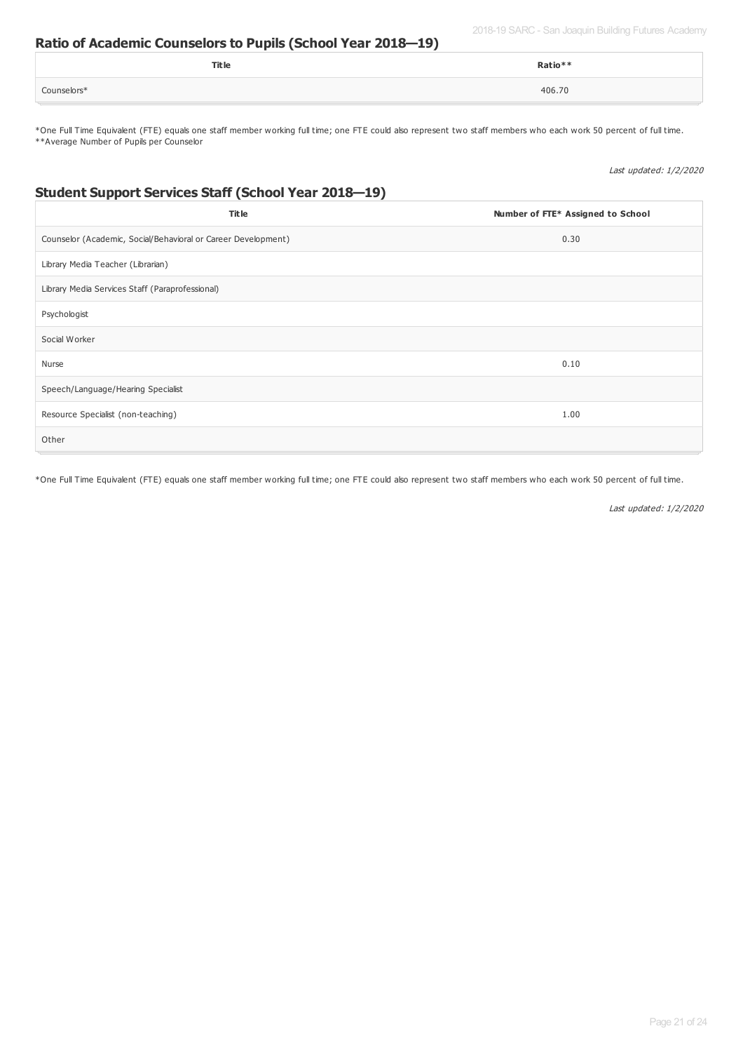## Ratio of Academic Counselors to Pupils (School Year 2018—19)

| Title | Ratio** |
|---|---|
| Counselors* | 406.70 |

*One Full Time Equivalent (FTE) equals one staff member working full time; one FTE could also represent two staff members who each work 50 percent of full time.
**Average Number of Pupils per Counselor

*Last updated: 1/2/2020*

## Student Support Services Staff (School Year 2018—19)

| Title | Number of FTE* Assigned to School |
|---|---|
| Counselor (Academic, Social/Behavioral or Career Development) | 0.30 |
| Library Media Teacher (Librarian) | |
| Library Media Services Staff (Paraprofessional) | |
| Psychologist | |
| Social Worker | |
| Nurse | 0.10 |
| Speech/Language/Hearing Specialist | |
| Resource Specialist (non-teaching) | 1.00 |
| Other | |

*One Full Time Equivalent (FTE) equals one staff member working full time; one FTE could also represent two staff members who each work 50 percent of full time.

*Last updated: 1/2/2020*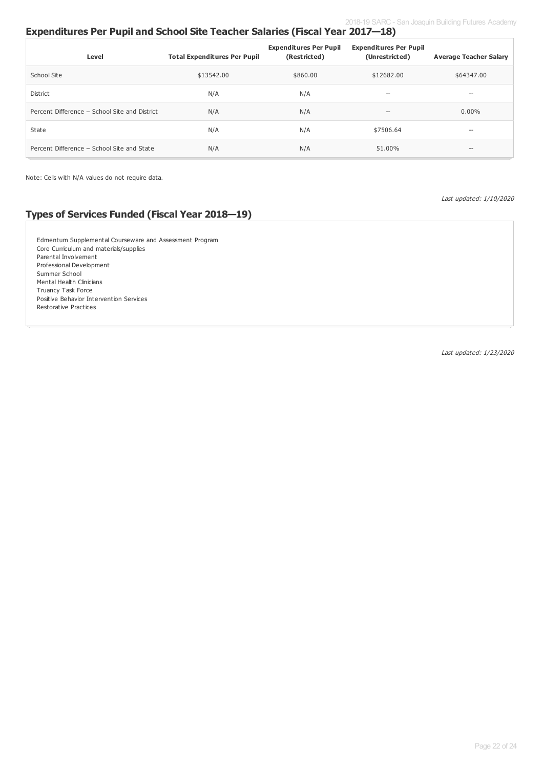## Expenditures Per Pupil and School Site Teacher Salaries (Fiscal Year 2017—18)

| Level | Total Expenditures Per Pupil | Expenditures Per Pupil (Restricted) | Expenditures Per Pupil (Unrestricted) | Average Teacher Salary |
|---|---|---|---|---|
| School Site | $13542.00 | $860.00 | $12682.00 | $64347.00 |
| District | N/A | N/A | -- | -- |
| Percent Difference – School Site and District | N/A | N/A | -- | 0.00% |
| State | N/A | N/A | $7506.64 | -- |
| Percent Difference – School Site and State | N/A | N/A | 51.00% | -- |

Note: Cells with N/A values do not require data.

*Last updated: 1/10/2020*

## Types of Services Funded (Fiscal Year 2018—19)

Edmentum Supplemental Courseware and Assessment Program
Core Curriculum and materials/supplies
Parental Involvement
Professional Development
Summer School
Mental Health Clinicians
Truancy Task Force
Positive Behavior Intervention Services
Restorative Practices

*Last updated: 1/23/2020*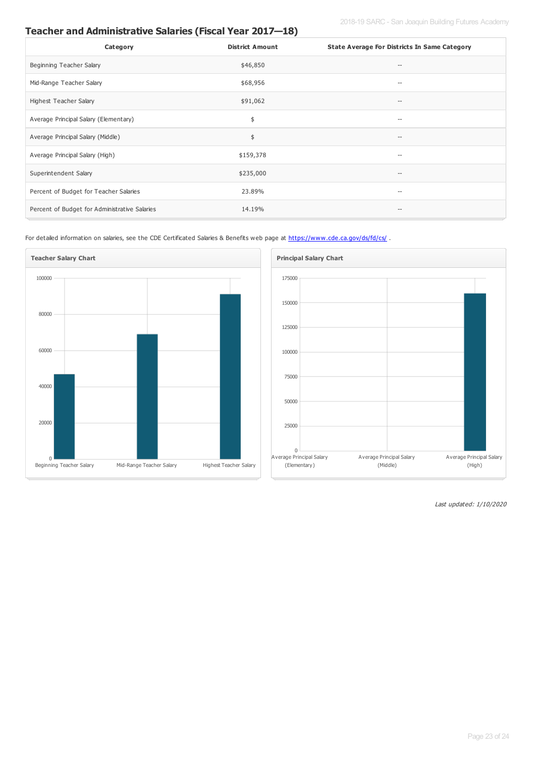## Teacher and Administrative Salaries (Fiscal Year 2017—18)

| Category | District Amount | State Average For Districts In Same Category |
|---|---|---|
| Beginning Teacher Salary | $46,850 | -- |
| Mid-Range Teacher Salary | $68,956 | -- |
| Highest Teacher Salary | $91,062 | -- |
| Average Principal Salary (Elementary) | $ | -- |
| Average Principal Salary (Middle) | $ | -- |
| Average Principal Salary (High) | $159,378 | -- |
| Superintendent Salary | $235,000 | -- |
| Percent of Budget for Teacher Salaries | 23.89% | -- |
| Percent of Budget for Administrative Salaries | 14.19% | -- |

For detailed information on salaries, see the CDE Certificated Salaries & Benefits web page at https://www.cde.ca.gov/ds/fd/cs/ .

**Teacher Salary Chart**

| Category | Value |
|---|---|
| Beginning Teacher Salary | 46850 |
| Mid-Range Teacher Salary | 68956 |
| Highest Teacher Salary | 91062 |

**Principal Salary Chart**

| Category | Value |
|---|---|
| Average Principal Salary (Elementary) | |
| Average Principal Salary (Middle) | |
| Average Principal Salary (High) | 159378 |

*Last updated: 1/10/2020*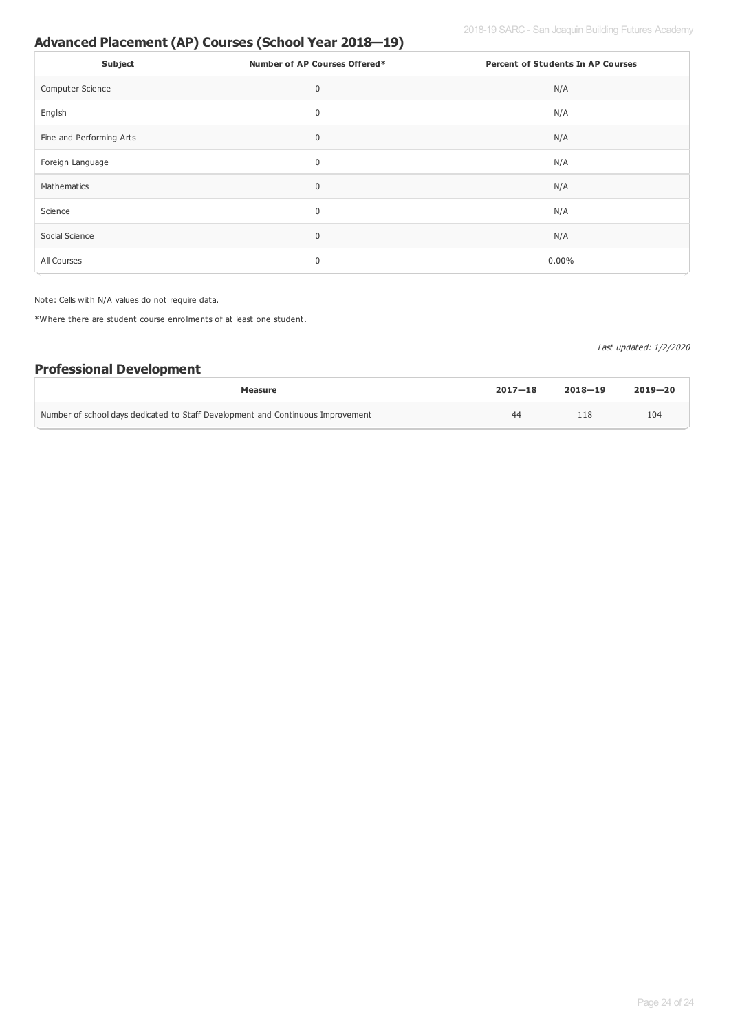## Advanced Placement (AP) Courses (School Year 2018—19)

| Subject | Number of AP Courses Offered* | Percent of Students In AP Courses |
| --- | --- | --- |
| Computer Science | 0 | N/A |
| English | 0 | N/A |
| Fine and Performing Arts | 0 | N/A |
| Foreign Language | 0 | N/A |
| Mathematics | 0 | N/A |
| Science | 0 | N/A |
| Social Science | 0 | N/A |
| All Courses | 0 | 0.00% |

Note: Cells with N/A values do not require data.

*Where there are student course enrollments of at least one student.

*Last updated: 1/2/2020*

## Professional Development

| Measure | 2017—18 | 2018—19 | 2019—20 |
| --- | --- | --- | --- |
| Number of school days dedicated to Staff Development and Continuous Improvement | 44 | 118 | 104 |